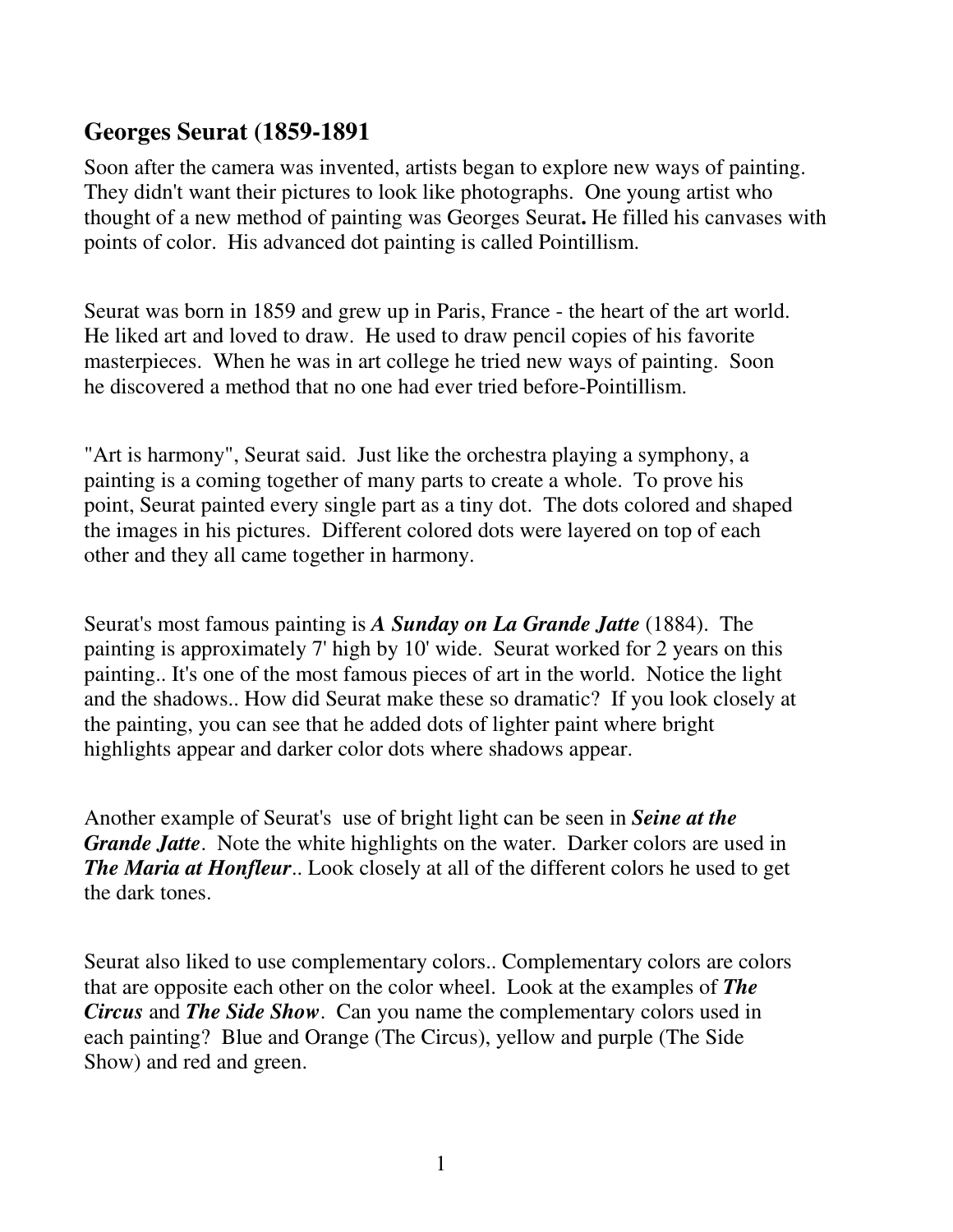## Georges Seurat (1859-1891

Soon after the camera was invented, artists began to explore new ways of painting. They didn't want their pictures to look like photographs. One young artist who thought of a new method of painting was Georges Seurat**.** He filled his canvases with points of color. His advanced dot painting is called Pointillism.

Seurat was born in 1859 and grew up in Paris, France - the heart of the art world. He liked art and loved to draw. He used to draw pencil copies of his favorite masterpieces. When he was in art college he tried new ways of painting. Soon he discovered a method that no one had ever tried before-Pointillism.

"Art is harmony", Seurat said. Just like the orchestra playing a symphony, a painting is a coming together of many parts to create a whole. To prove his point, Seurat painted every single part as a tiny dot. The dots colored and shaped the images in his pictures. Different colored dots were layered on top of each other and they all came together in harmony.

Seurat's most famous painting is ***A Sunday on La Grande Jatte*** (1884). The painting is approximately 7' high by 10' wide. Seurat worked for 2 years on this painting.. It's one of the most famous pieces of art in the world. Notice the light and the shadows.. How did Seurat make these so dramatic? If you look closely at the painting, you can see that he added dots of lighter paint where bright highlights appear and darker color dots where shadows appear.

Another example of Seurat's use of bright light can be seen in ***Seine at the Grande Jatte***. Note the white highlights on the water. Darker colors are used in ***The Maria at Honfleur***.. Look closely at all of the different colors he used to get the dark tones.

Seurat also liked to use complementary colors.. Complementary colors are colors that are opposite each other on the color wheel. Look at the examples of ***The Circus*** and ***The Side Show***. Can you name the complementary colors used in each painting? Blue and Orange (The Circus), yellow and purple (The Side Show) and red and green.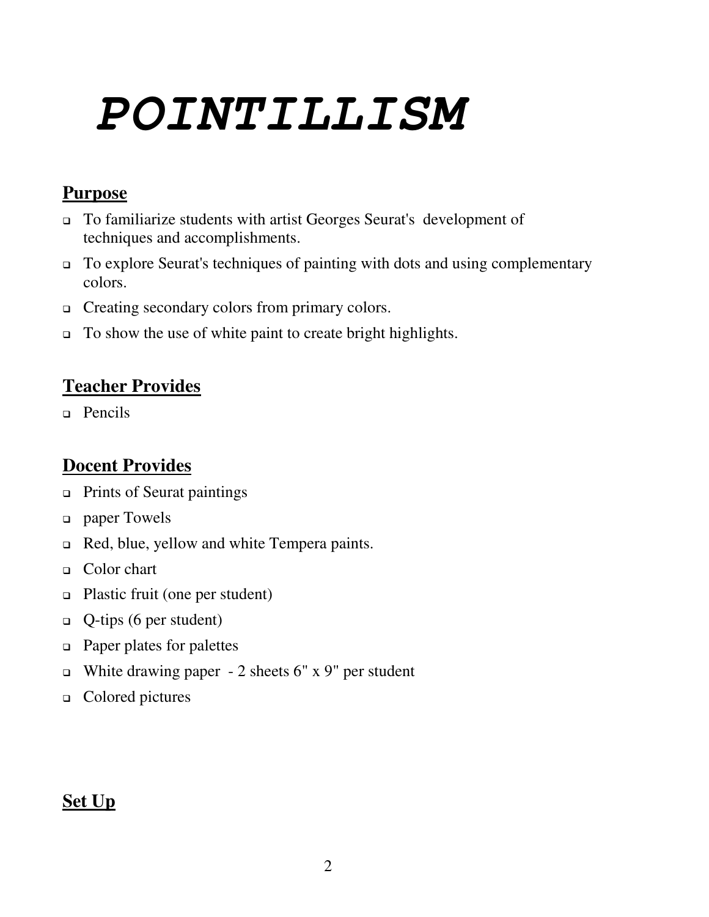# *POINTILLISM*

## Purpose

- To familiarize students with artist Georges Seurat's development of techniques and accomplishments.
- To explore Seurat's techniques of painting with dots and using complementary colors.
- Creating secondary colors from primary colors.
- To show the use of white paint to create bright highlights.

## Teacher Provides

- Pencils

## Docent Provides

- Prints of Seurat paintings
- paper Towels
- Red, blue, yellow and white Tempera paints.
- Color chart
- Plastic fruit (one per student)
- Q-tips (6 per student)
- Paper plates for palettes
- White drawing paper - 2 sheets 6" x 9" per student
- Colored pictures

## Set Up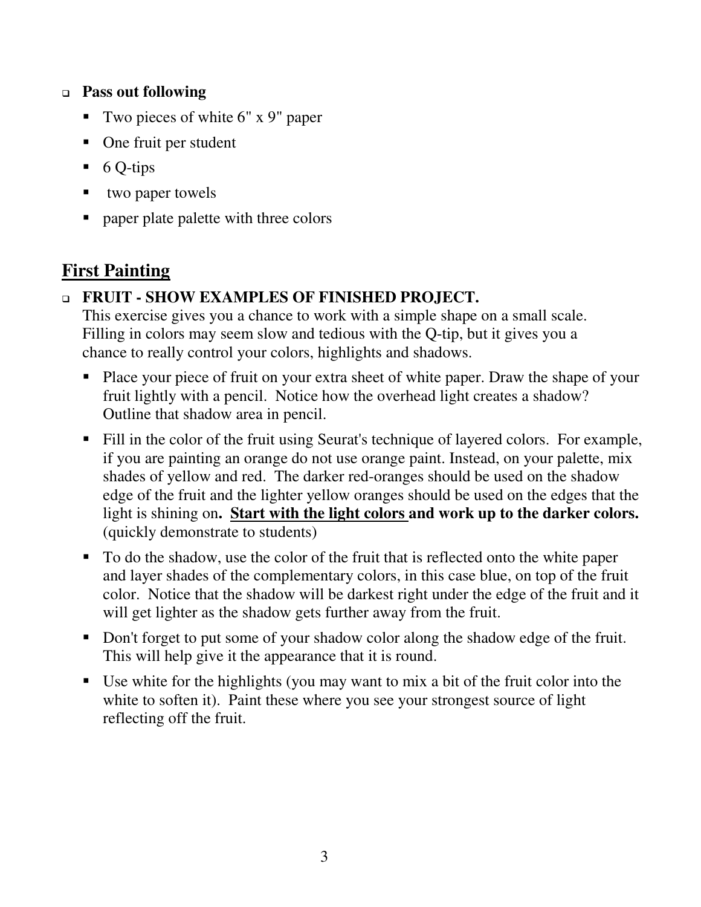- **Pass out following**
  - Two pieces of white 6" x 9" paper
  - One fruit per student
  - 6 Q-tips
  - two paper towels
  - paper plate palette with three colors

## First Painting

- **FRUIT - SHOW EXAMPLES OF FINISHED PROJECT.**
  This exercise gives you a chance to work with a simple shape on a small scale. Filling in colors may seem slow and tedious with the Q-tip, but it gives you a chance to really control your colors, highlights and shadows.
  - Place your piece of fruit on your extra sheet of white paper. Draw the shape of your fruit lightly with a pencil. Notice how the overhead light creates a shadow? Outline that shadow area in pencil.
  - Fill in the color of the fruit using Seurat's technique of layered colors. For example, if you are painting an orange do not use orange paint. Instead, on your palette, mix shades of yellow and red. The darker red-oranges should be used on the shadow edge of the fruit and the lighter yellow oranges should be used on the edges that the light is shining on**. <u>Start with the light colors</u> and work up to the darker colors.** (quickly demonstrate to students)
  - To do the shadow, use the color of the fruit that is reflected onto the white paper and layer shades of the complementary colors, in this case blue, on top of the fruit color. Notice that the shadow will be darkest right under the edge of the fruit and it will get lighter as the shadow gets further away from the fruit.
  - Don't forget to put some of your shadow color along the shadow edge of the fruit. This will help give it the appearance that it is round.
  - Use white for the highlights (you may want to mix a bit of the fruit color into the white to soften it). Paint these where you see your strongest source of light reflecting off the fruit.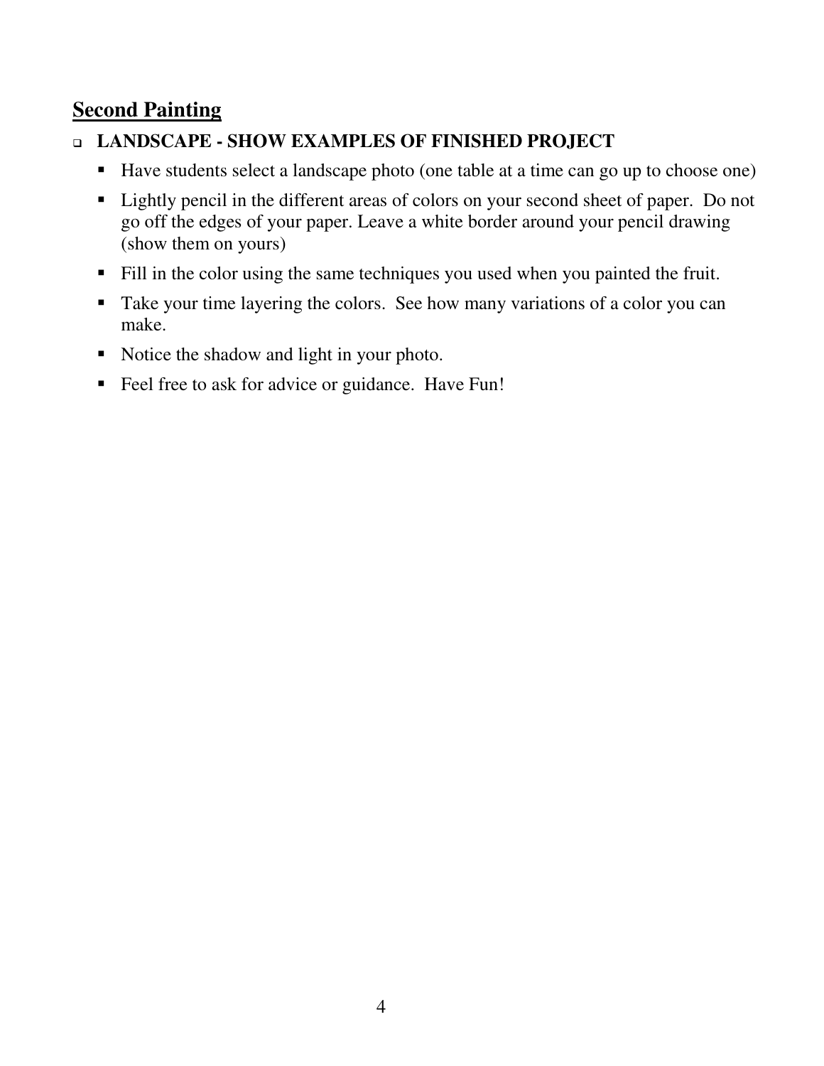## Second Painting

- **LANDSCAPE - SHOW EXAMPLES OF FINISHED PROJECT**
  - Have students select a landscape photo (one table at a time can go up to choose one)
  - Lightly pencil in the different areas of colors on your second sheet of paper. Do not go off the edges of your paper. Leave a white border around your pencil drawing (show them on yours)
  - Fill in the color using the same techniques you used when you painted the fruit.
  - Take your time layering the colors. See how many variations of a color you can make.
  - Notice the shadow and light in your photo.
  - Feel free to ask for advice or guidance. Have Fun!